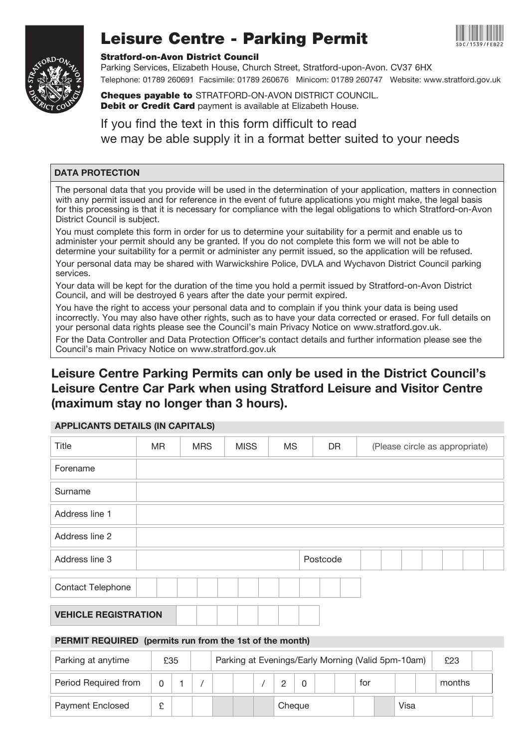# Leisure Centre - Parking Permit

SDC/1539/FEB22

**Stratford-on-Avon District Council**
Parking Services, Elizabeth House, Church Street, Stratford-upon-Avon. CV37 6HX
Telephone: 01789 260691 Facsimile: 01789 260676 Minicom: 01789 260747 Website: www.stratford.gov.uk

**Cheques payable to** STRATFORD-ON-AVON DISTRICT COUNCIL.
**Debit or Credit Card** payment is available at Elizabeth House.

If you find the text in this form difficult to read
we may be able supply it in a format better suited to your needs

## DATA PROTECTION

The personal data that you provide will be used in the determination of your application, matters in connection with any permit issued and for reference in the event of future applications you might make, the legal basis for this processing is that it is necessary for compliance with the legal obligations to which Stratford-on-Avon District Council is subject.

You must complete this form in order for us to determine your suitability for a permit and enable us to administer your permit should any be granted. If you do not complete this form we will not be able to determine your suitability for a permit or administer any permit issued, so the application will be refused.

Your personal data may be shared with Warwickshire Police, DVLA and Wychavon District Council parking services.

Your data will be kept for the duration of the time you hold a permit issued by Stratford-on-Avon District Council, and will be destroyed 6 years after the date your permit expired.

You have the right to access your personal data and to complain if you think your data is being used incorrectly. You may also have other rights, such as to have your data corrected or erased. For full details on your personal data rights please see the Council's main Privacy Notice on www.stratford.gov.uk.

For the Data Controller and Data Protection Officer's contact details and further information please see the Council's main Privacy Notice on www.stratford.gov.uk

**Leisure Centre Parking Permits can only be used in the District Council's Leisure Centre Car Park when using Stratford Leisure and Visitor Centre (maximum stay no longer than 3 hours).**

## APPLICANTS DETAILS (IN CAPITALS)

| Title | MR | MRS | MISS | MS | DR | (Please circle as appropriate) |
|---|---|---|---|---|---|---|
| Forename | | | | | | |
| Surname | | | | | | |
| Address line 1 | | | | | | |
| Address line 2 | | | | | | |
| Address line 3 | | | | Postcode | | |
| Contact Telephone | | | | | | |

| VEHICLE REGISTRATION | |
|---|---|

## PERMIT REQUIRED (permits run from the 1st of the month)

| Parking at anytime | £35 | | Parking at Evenings/Early Morning (Valid 5pm-10am) | £23 | |
|---|---|---|---|---|---|
| Period Required from | 01 / / 20 | | for | | months |
| Payment Enclosed | £ | | Cheque | | Visa |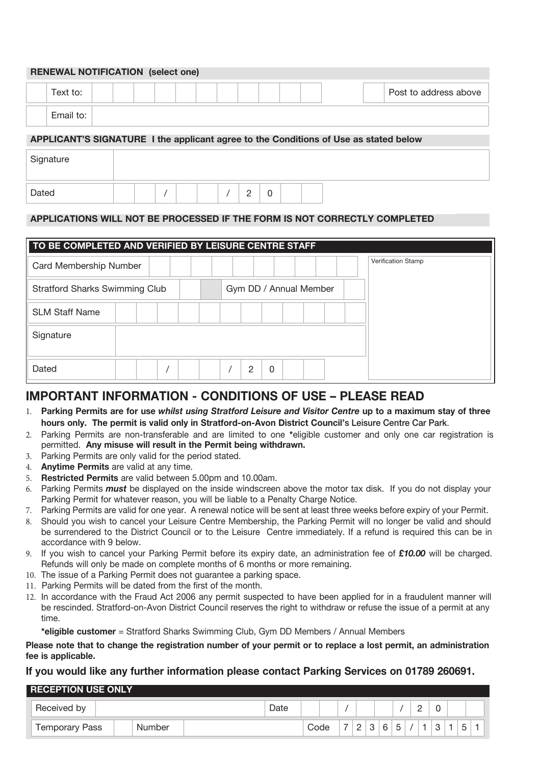**RENEWAL NOTIFICATION (select one)**

| | | | | | | | | | | | | | | |
|---|---|---|---|---|---|---|---|---|---|---|---|---|---|---|
| | Text to: | | | | | | | | | | | | | Post to address above |
| | Email to: | | | | | | | | | | | | | |

**APPLICANT'S SIGNATURE I the applicant agree to the Conditions of Use as stated below**

| | | | | | | | | | | | |
|---|---|---|---|---|---|---|---|---|---|---|---|
| Signature | | | | | | | | | | | |
| Dated | | | / | | | / | 2 | 0 | | | |

**APPLICATIONS WILL NOT BE PROCESSED IF THE FORM IS NOT CORRECTLY COMPLETED**

**TO BE COMPLETED AND VERIFIED BY LEISURE CENTRE STAFF**

| | | |
|---|---|---|
| Card Membership Number | | Verification Stamp |
| Stratford Sharks Swimming Club | Gym DD / Annual Member | |
| SLM Staff Name | | |
| Signature | | |
| Dated | / / 2 0 | |

## IMPORTANT INFORMATION - CONDITIONS OF USE – PLEASE READ

1. **Parking Permits are for use** ***whilst using Stratford Leisure and Visitor Centre*** **up to a maximum stay of three hours only. The permit is valid only in Stratford-on-Avon District Council's** Leisure Centre Car Park.
2. Parking Permits are non-transferable and are limited to one *eligible customer and only one car registration is permitted. **Any misuse will result in the Permit being withdrawn.**
3. Parking Permits are only valid for the period stated.
4. **Anytime Permits** are valid at any time.
5. **Restricted Permits** are valid between 5.00pm and 10.00am.
6. Parking Permits ***must*** be displayed on the inside windscreen above the motor tax disk. If you do not display your Parking Permit for whatever reason, you will be liable to a Penalty Charge Notice.
7. Parking Permits are valid for one year. A renewal notice will be sent at least three weeks before expiry of your Permit.
8. Should you wish to cancel your Leisure Centre Membership, the Parking Permit will no longer be valid and should be surrendered to the District Council or to the Leisure Centre immediately. If a refund is required this can be in accordance with 9 below.
9. If you wish to cancel your Parking Permit before its expiry date, an administration fee of ***£10.00*** will be charged. Refunds will only be made on complete months of 6 months or more remaining.
10. The issue of a Parking Permit does not guarantee a parking space.
11. Parking Permits will be dated from the first of the month.
12. In accordance with the Fraud Act 2006 any permit suspected to have been applied for in a fraudulent manner will be rescinded. Stratford-on-Avon District Council reserves the right to withdraw or refuse the issue of a permit at any time.

**\*eligible customer** = Stratford Sharks Swimming Club, Gym DD Members / Annual Members

**Please note that to change the registration number of your permit or to replace a lost permit, an administration fee is applicable.**

### If you would like any further information please contact Parking Services on 01789 260691.

**RECEPTION USE ONLY**

| | | | | | |
|---|---|---|---|---|---|
| Received by | | | | Date | / / 2 0 |
| Temporary Pass | | Number | | Code | 72365/13151 |